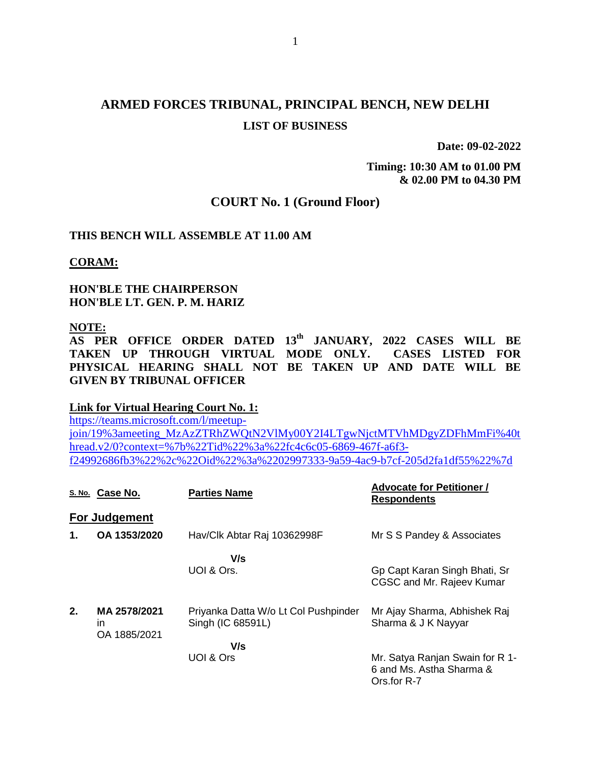# ARMED FORCES TRIBUNAL, PRINCIPAL BENCH, NEW DELHI

## LIST OF BUSINESS

**Date: 09-02-2022**

**Timing: 10:30 AM to 01.00 PM**
**& 02.00 PM to 04.30 PM**

## COURT No. 1 (Ground Floor)

**THIS BENCH WILL ASSEMBLE AT 11.00 AM**

**CORAM:**

**HON'BLE THE CHAIRPERSON**
**HON'BLE LT. GEN. P. M. HARIZ**

**NOTE:**
**AS PER OFFICE ORDER DATED 13th JANUARY, 2022 CASES WILL BE TAKEN UP THROUGH VIRTUAL MODE ONLY. CASES LISTED FOR PHYSICAL HEARING SHALL NOT BE TAKEN UP AND DATE WILL BE GIVEN BY TRIBUNAL OFFICER**

**Link for Virtual Hearing Court No. 1:**
https://teams.microsoft.com/l/meetup-join/19%3ameeting_MzAzZTRhZWQtN2VlMy00Y2I4LTgwNjctMTVhMDgyZDFhMmFi%40thread.v2/0?context=%7b%22Tid%22%3a%22fc4c6c05-6869-467f-a6f3-f24992686fb3%22%2c%22Oid%22%3a%2202997333-9a59-4ac9-b7cf-205d2fa1df55%22%7d

| S. No. | Case No. | Parties Name | Advocate for Petitioner / Respondents |
|---|---|---|---|
| **For Judgement** | | | |
| **1.** | **OA 1353/2020** | Hav/Clk Abtar Raj 10362998F | Mr S S Pandey & Associates |
| | | **V/s** | |
| | | UOI & Ors. | Gp Capt Karan Singh Bhati, Sr CGSC and Mr. Rajeev Kumar |
| **2.** | **MA 2578/2021** in OA 1885/2021 | Priyanka Datta W/o Lt Col Pushpinder Singh (IC 68591L) | Mr Ajay Sharma, Abhishek Raj Sharma & J K Nayyar |
| | | **V/s** | |
| | | UOI & Ors | Mr. Satya Ranjan Swain for R 1-6 and Ms. Astha Sharma & Ors.for R-7 |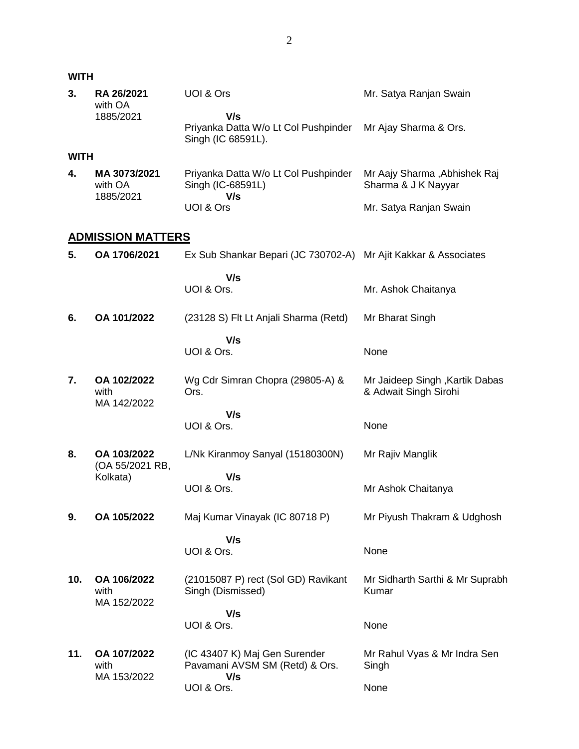**WITH**

| | | | |
|---|---|---|---|
| **3.** | **RA 26/2021** with OA 1885/2021 | UOI & Ors **V/s** Priyanka Datta W/o Lt Col Pushpinder Singh (IC 68591L). | Mr. Satya Ranjan Swain<br><br>Mr Ajay Sharma & Ors. |

**WITH**

| | | | |
|---|---|---|---|
| **4.** | **MA 3073/2021** with OA 1885/2021 | Priyanka Datta W/o Lt Col Pushpinder Singh (IC-68591L) **V/s** UOI & Ors | Mr Aajy Sharma ,Abhishek Raj Sharma & J K Nayyar<br><br>Mr. Satya Ranjan Swain |

## ADMISSION MATTERS

| | | | |
|---|---|---|---|
| **5.** | **OA 1706/2021** | Ex Sub Shankar Bepari (JC 730702-A) **V/s** UOI & Ors. | Mr Ajit Kakkar & Associates<br><br>Mr. Ashok Chaitanya |
| **6.** | **OA 101/2022** | (23128 S) Flt Lt Anjali Sharma (Retd) **V/s** UOI & Ors. | Mr Bharat Singh<br><br>None |
| **7.** | **OA 102/2022** with MA 142/2022 | Wg Cdr Simran Chopra (29805-A) & Ors. **V/s** UOI & Ors. | Mr Jaideep Singh ,Kartik Dabas & Adwait Singh Sirohi<br><br>None |
| **8.** | **OA 103/2022** (OA 55/2021 RB, Kolkata) | L/Nk Kiranmoy Sanyal (15180300N) **V/s** UOI & Ors. | Mr Rajiv Manglik<br><br>Mr Ashok Chaitanya |
| **9.** | **OA 105/2022** | Maj Kumar Vinayak (IC 80718 P) **V/s** UOI & Ors. | Mr Piyush Thakram & Udghosh<br><br>None |
| **10.** | **OA 106/2022** with MA 152/2022 | (21015087 P) rect (Sol GD) Ravikant Singh (Dismissed) **V/s** UOI & Ors. | Mr Sidharth Sarthi & Mr Suprabh Kumar<br><br>None |
| **11.** | **OA 107/2022** with MA 153/2022 | (IC 43407 K) Maj Gen Surender Pavamani AVSM SM (Retd) & Ors. **V/s** UOI & Ors. | Mr Rahul Vyas & Mr Indra Sen Singh<br><br>None |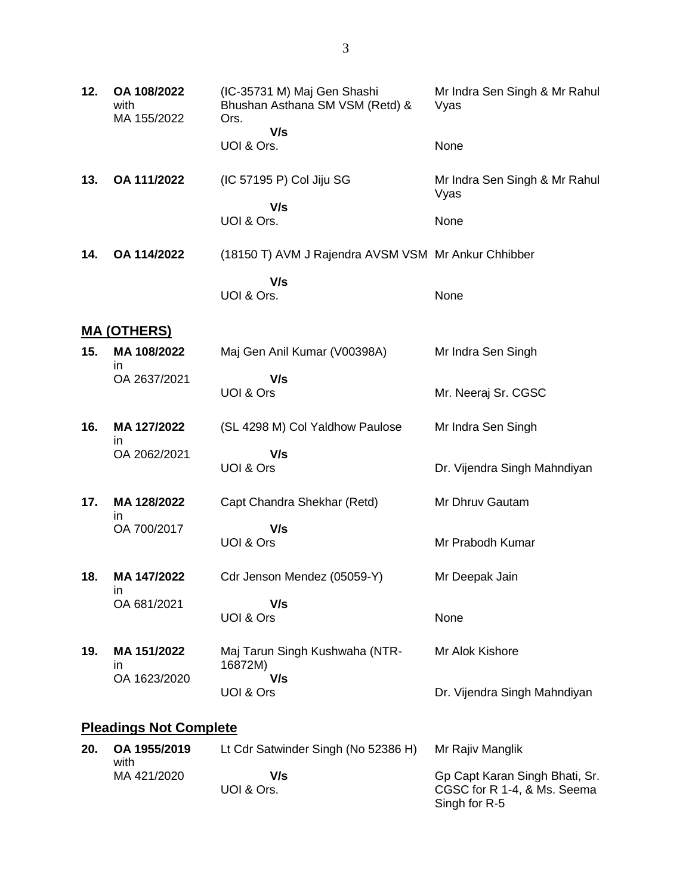| | | | |
|---|---|---|---|
| **12.** | **OA 108/2022** with MA 155/2022 | (IC-35731 M) Maj Gen Shashi Bhushan Asthana SM VSM (Retd) & Ors. **V/s** UOI & Ors. | Mr Indra Sen Singh & Mr Rahul Vyas<br><br>None |
| **13.** | **OA 111/2022** | (IC 57195 P) Col Jiju SG **V/s** UOI & Ors. | Mr Indra Sen Singh & Mr Rahul Vyas<br><br>None |
| **14.** | **OA 114/2022** | (18150 T) AVM J Rajendra AVSM VSM **V/s** UOI & Ors. | Mr Ankur Chhibber<br><br>None |

## MA (OTHERS)

| | | | |
|---|---|---|---|
| **15.** | **MA 108/2022** in OA 2637/2021 | Maj Gen Anil Kumar (V00398A) **V/s** UOI & Ors | Mr Indra Sen Singh<br><br>Mr. Neeraj Sr. CGSC |
| **16.** | **MA 127/2022** in OA 2062/2021 | (SL 4298 M) Col Yaldhow Paulose **V/s** UOI & Ors | Mr Indra Sen Singh<br><br>Dr. Vijendra Singh Mahndiyan |
| **17.** | **MA 128/2022** in OA 700/2017 | Capt Chandra Shekhar (Retd) **V/s** UOI & Ors | Mr Dhruv Gautam<br><br>Mr Prabodh Kumar |
| **18.** | **MA 147/2022** in OA 681/2021 | Cdr Jenson Mendez (05059-Y) **V/s** UOI & Ors | Mr Deepak Jain<br><br>None |
| **19.** | **MA 151/2022** in OA 1623/2020 | Maj Tarun Singh Kushwaha (NTR-16872M) **V/s** UOI & Ors | Mr Alok Kishore<br><br>Dr. Vijendra Singh Mahndiyan |

## Pleadings Not Complete

| | | | |
|---|---|---|---|
| **20.** | **OA 1955/2019** with MA 421/2020 | Lt Cdr Satwinder Singh (No 52386 H) **V/s** UOI & Ors. | Mr Rajiv Manglik<br><br>Gp Capt Karan Singh Bhati, Sr. CGSC for R 1-4, & Ms. Seema Singh for R-5 |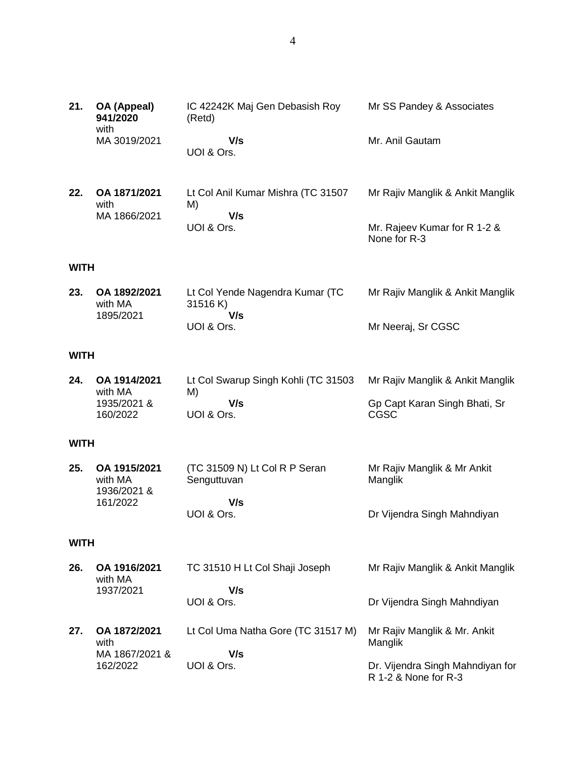| | | | |
|---|---|---|---|
| **21.** | **OA (Appeal) 941/2020** with MA 3019/2021 | IC 42242K Maj Gen Debasish Roy (Retd) **V/s** UOI & Ors. | Mr SS Pandey & Associates<br><br>Mr. Anil Gautam |
| **22.** | **OA 1871/2021** with MA 1866/2021 | Lt Col Anil Kumar Mishra (TC 31507 M) **V/s** UOI & Ors. | Mr Rajiv Manglik & Ankit Manglik<br><br>Mr. Rajeev Kumar for R 1-2 & None for R-3 |

**WITH**

| | | | |
|---|---|---|---|
| **23.** | **OA 1892/2021** with MA 1895/2021 | Lt Col Yende Nagendra Kumar (TC 31516 K) **V/s** UOI & Ors. | Mr Rajiv Manglik & Ankit Manglik<br><br>Mr Neeraj, Sr CGSC |

**WITH**

| | | | |
|---|---|---|---|
| **24.** | **OA 1914/2021** with MA 1935/2021 & 160/2022 | Lt Col Swarup Singh Kohli (TC 31503 M) **V/s** UOI & Ors. | Mr Rajiv Manglik & Ankit Manglik<br><br>Gp Capt Karan Singh Bhati, Sr CGSC |

**WITH**

| | | | |
|---|---|---|---|
| **25.** | **OA 1915/2021** with MA 1936/2021 & 161/2022 | (TC 31509 N) Lt Col R P Seran Senguttuvan **V/s** UOI & Ors. | Mr Rajiv Manglik & Mr Ankit Manglik<br><br>Dr Vijendra Singh Mahndiyan |

**WITH**

| | | | |
|---|---|---|---|
| **26.** | **OA 1916/2021** with MA 1937/2021 | TC 31510 H Lt Col Shaji Joseph **V/s** UOI & Ors. | Mr Rajiv Manglik & Ankit Manglik<br><br>Dr Vijendra Singh Mahndiyan |
| **27.** | **OA 1872/2021** with MA 1867/2021 & 162/2022 | Lt Col Uma Natha Gore (TC 31517 M) **V/s** UOI & Ors. | Mr Rajiv Manglik & Mr. Ankit Manglik<br><br>Dr. Vijendra Singh Mahndiyan for R 1-2 & None for R-3 |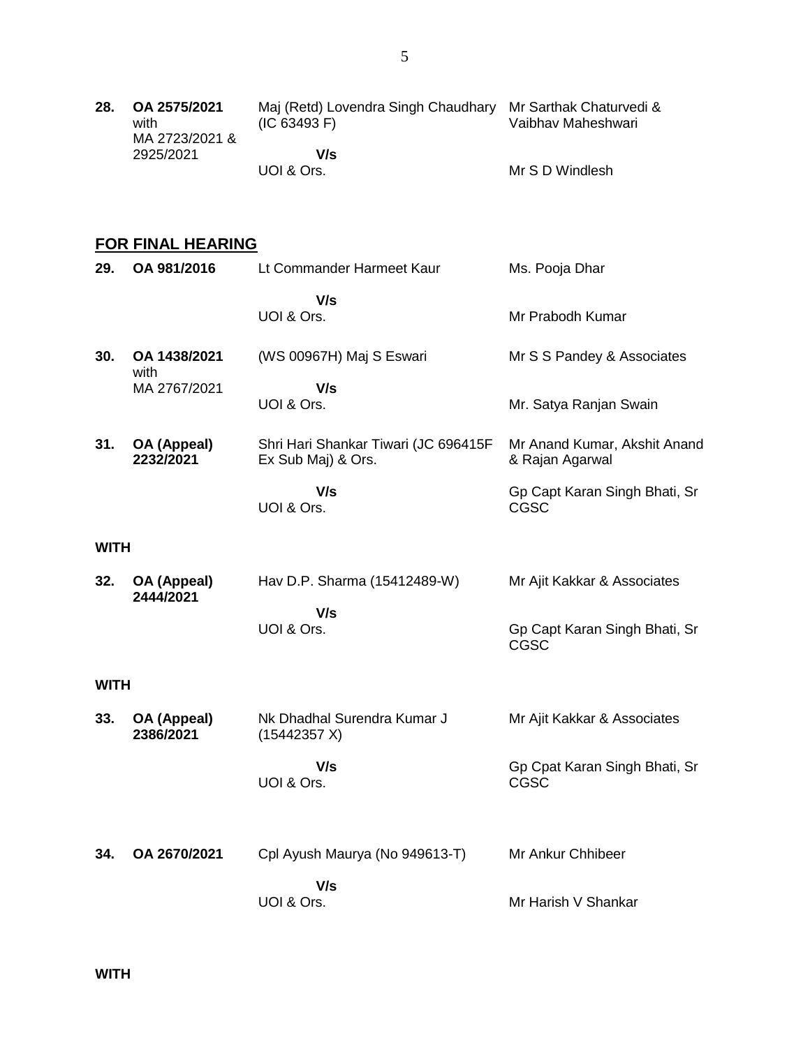| | | | |
|---|---|---|---|
| **28.** | **OA 2575/2021** with MA 2723/2021 & 2925/2021 | Maj (Retd) Lovendra Singh Chaudhary (IC 63493 F) | Mr Sarthak Chaturvedi & Vaibhav Maheshwari |
| | | **V/s** UOI & Ors. | Mr S D Windlesh |

## FOR FINAL HEARING

| | | | |
|---|---|---|---|
| **29.** | **OA 981/2016** | Lt Commander Harmeet Kaur | Ms. Pooja Dhar |
| | | **V/s** UOI & Ors. | Mr Prabodh Kumar |
| **30.** | **OA 1438/2021** with MA 2767/2021 | (WS 00967H) Maj S Eswari | Mr S S Pandey & Associates |
| | | **V/s** UOI & Ors. | Mr. Satya Ranjan Swain |
| **31.** | **OA (Appeal) 2232/2021** | Shri Hari Shankar Tiwari (JC 696415F Ex Sub Maj) & Ors. | Mr Anand Kumar, Akshit Anand & Rajan Agarwal |
| | | **V/s** UOI & Ors. | Gp Capt Karan Singh Bhati, Sr CGSC |

**WITH**

| | | | |
|---|---|---|---|
| **32.** | **OA (Appeal) 2444/2021** | Hav D.P. Sharma (15412489-W) | Mr Ajit Kakkar & Associates |
| | | **V/s** UOI & Ors. | Gp Capt Karan Singh Bhati, Sr CGSC |

**WITH**

| | | | |
|---|---|---|---|
| **33.** | **OA (Appeal) 2386/2021** | Nk Dhadhal Surendra Kumar J (15442357 X) | Mr Ajit Kakkar & Associates |
| | | **V/s** UOI & Ors. | Gp Cpat Karan Singh Bhati, Sr CGSC |
| **34.** | **OA 2670/2021** | Cpl Ayush Maurya (No 949613-T) | Mr Ankur Chhibeer |
| | | **V/s** UOI & Ors. | Mr Harish V Shankar |

**WITH**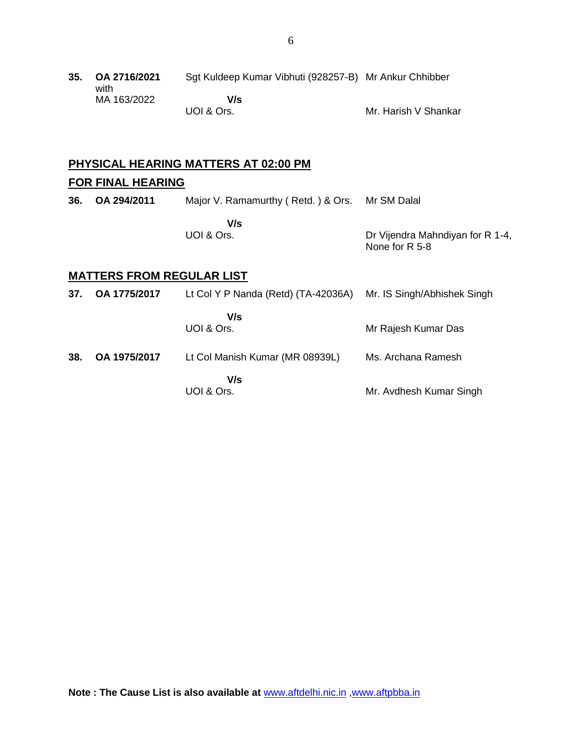| | | | |
|---|---|---|---|
| **35.** | **OA 2716/2021** with MA 163/2022 | Sgt Kuldeep Kumar Vibhuti (928257-B) | Mr Ankur Chhibber |
| | | **V/s** UOI & Ors. | Mr. Harish V Shankar |

## PHYSICAL HEARING MATTERS AT 02:00 PM

## FOR FINAL HEARING

| | | | |
|---|---|---|---|
| **36.** | **OA 294/2011** | Major V. Ramamurthy ( Retd. ) & Ors. | Mr SM Dalal |
| | | **V/s** UOI & Ors. | Dr Vijendra Mahndiyan for R 1-4, None for R 5-8 |

## MATTERS FROM REGULAR LIST

| | | | |
|---|---|---|---|
| **37.** | **OA 1775/2017** | Lt Col Y P Nanda (Retd) (TA-42036A) | Mr. IS Singh/Abhishek Singh |
| | | **V/s** UOI & Ors. | Mr Rajesh Kumar Das |
| **38.** | **OA 1975/2017** | Lt Col Manish Kumar (MR 08939L) | Ms. Archana Ramesh |
| | | **V/s** UOI & Ors. | Mr. Avdhesh Kumar Singh |

**Note : The Cause List is also available at** www.aftdelhi.nic.in ,www.aftpbba.in